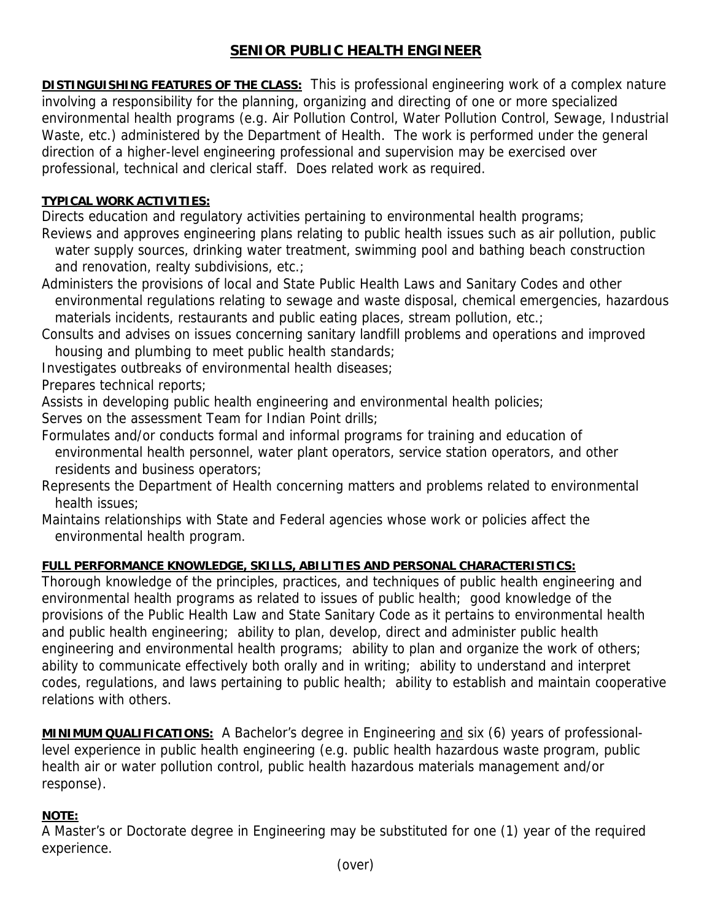# SENIOR PUBLIC HEALTH ENGINEER

**DISTINGUISHING FEATURES OF THE CLASS:** This is professional engineering work of a complex nature involving a responsibility for the planning, organizing and directing of one or more specialized environmental health programs (e.g. Air Pollution Control, Water Pollution Control, Sewage, Industrial Waste, etc.) administered by the Department of Health. The work is performed under the general direction of a higher-level engineering professional and supervision may be exercised over professional, technical and clerical staff. Does related work as required.

**TYPICAL WORK ACTIVITIES:**

Directs education and regulatory activities pertaining to environmental health programs;

Reviews and approves engineering plans relating to public health issues such as air pollution, public water supply sources, drinking water treatment, swimming pool and bathing beach construction and renovation, realty subdivisions, etc.;

Administers the provisions of local and State Public Health Laws and Sanitary Codes and other environmental regulations relating to sewage and waste disposal, chemical emergencies, hazardous materials incidents, restaurants and public eating places, stream pollution, etc.;

Consults and advises on issues concerning sanitary landfill problems and operations and improved housing and plumbing to meet public health standards;

Investigates outbreaks of environmental health diseases;

Prepares technical reports;

Assists in developing public health engineering and environmental health policies;

Serves on the assessment Team for Indian Point drills;

Formulates and/or conducts formal and informal programs for training and education of environmental health personnel, water plant operators, service station operators, and other residents and business operators;

Represents the Department of Health concerning matters and problems related to environmental health issues;

Maintains relationships with State and Federal agencies whose work or policies affect the environmental health program.

**FULL PERFORMANCE KNOWLEDGE, SKILLS, ABILITIES AND PERSONAL CHARACTERISTICS:**

Thorough knowledge of the principles, practices, and techniques of public health engineering and environmental health programs as related to issues of public health; good knowledge of the provisions of the Public Health Law and State Sanitary Code as it pertains to environmental health and public health engineering; ability to plan, develop, direct and administer public health engineering and environmental health programs; ability to plan and organize the work of others; ability to communicate effectively both orally and in writing; ability to understand and interpret codes, regulations, and laws pertaining to public health; ability to establish and maintain cooperative relations with others.

**MINIMUM QUALIFICATIONS:** A Bachelor's degree in Engineering <u>and</u> six (6) years of professional-level experience in public health engineering (e.g. public health hazardous waste program, public health air or water pollution control, public health hazardous materials management and/or response).

**NOTE:**

A Master's or Doctorate degree in Engineering may be substituted for one (1) year of the required experience.

(over)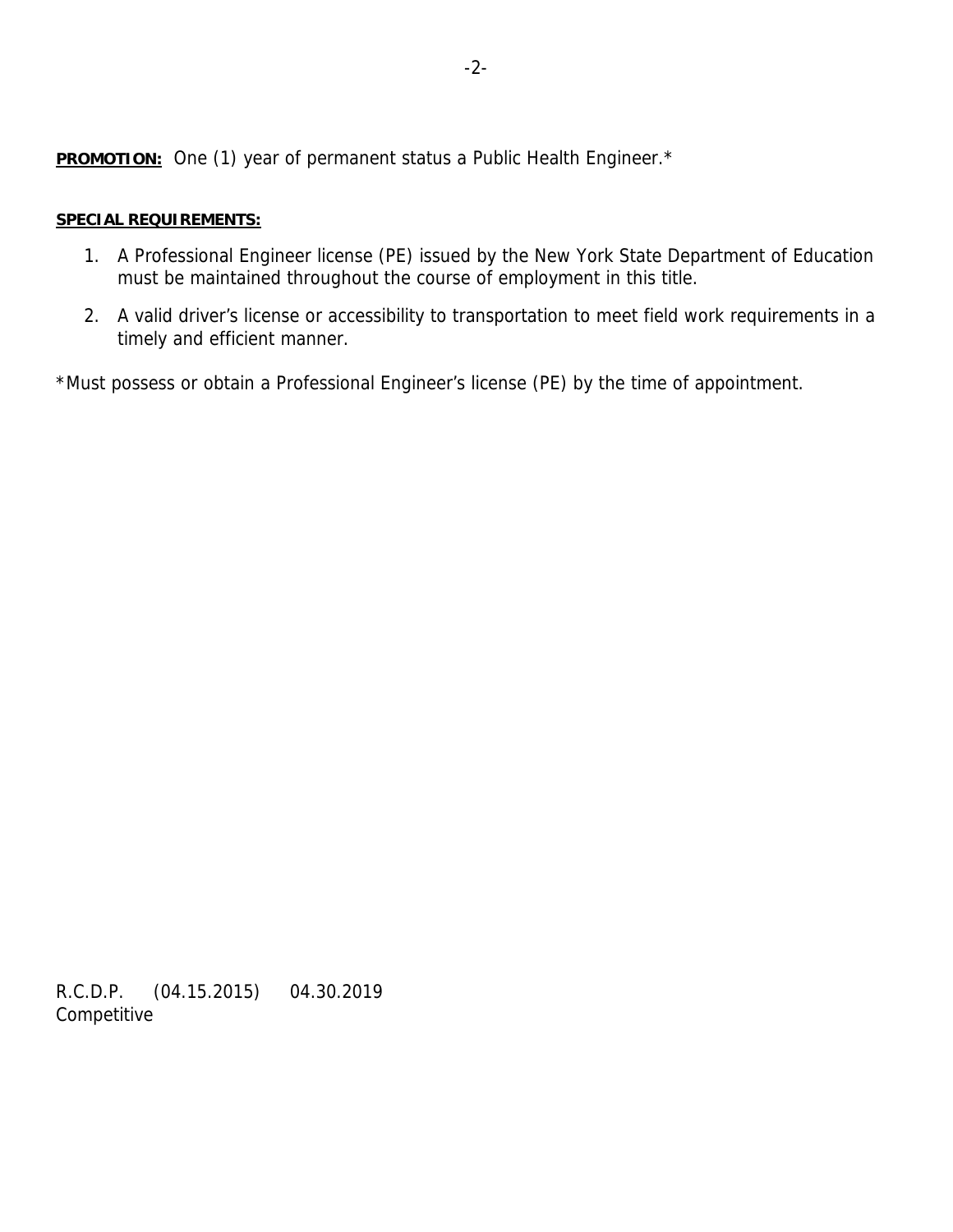**PROMOTION:** One (1) year of permanent status a Public Health Engineer.*

**SPECIAL REQUIREMENTS:**

1. A Professional Engineer license (PE) issued by the New York State Department of Education must be maintained throughout the course of employment in this title.
2. A valid driver's license or accessibility to transportation to meet field work requirements in a timely and efficient manner.

*Must possess or obtain a Professional Engineer's license (PE) by the time of appointment.

R.C.D.P. (04.15.2015) 04.30.2019
Competitive